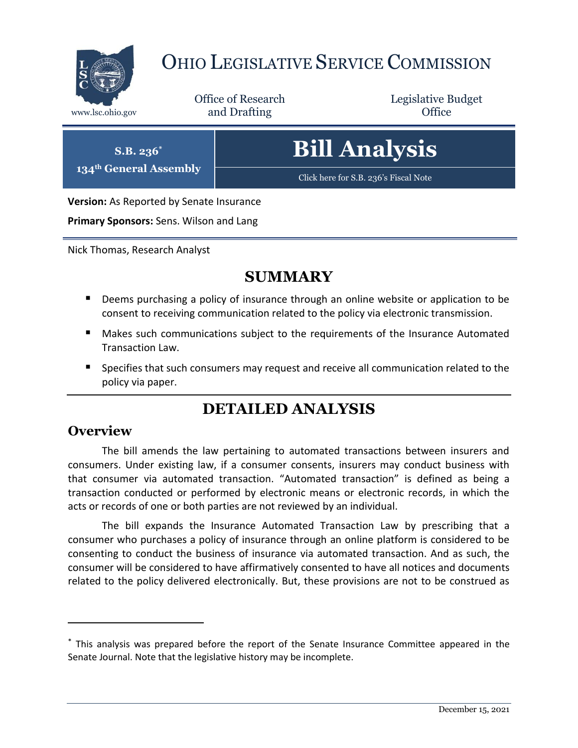# OHIO LEGISLATIVE SERVICE COMMISSION

www.lsc.ohio.gov

Office of Research and Drafting

Legislative Budget Office

**S.B. 236*** 
**134th General Assembly**

# Bill Analysis

Click here for S.B. 236's Fiscal Note

**Version:** As Reported by Senate Insurance

**Primary Sponsors:** Sens. Wilson and Lang

Nick Thomas, Research Analyst

## SUMMARY

- Deems purchasing a policy of insurance through an online website or application to be consent to receiving communication related to the policy via electronic transmission.
- Makes such communications subject to the requirements of the Insurance Automated Transaction Law.
- Specifies that such consumers may request and receive all communication related to the policy via paper.

## DETAILED ANALYSIS

### Overview

The bill amends the law pertaining to automated transactions between insurers and consumers. Under existing law, if a consumer consents, insurers may conduct business with that consumer via automated transaction. "Automated transaction" is defined as being a transaction conducted or performed by electronic means or electronic records, in which the acts or records of one or both parties are not reviewed by an individual.

The bill expands the Insurance Automated Transaction Law by prescribing that a consumer who purchases a policy of insurance through an online platform is considered to be consenting to conduct the business of insurance via automated transaction. And as such, the consumer will be considered to have affirmatively consented to have all notices and documents related to the policy delivered electronically. But, these provisions are not to be construed as

---

* This analysis was prepared before the report of the Senate Insurance Committee appeared in the Senate Journal. Note that the legislative history may be incomplete.

December 15, 2021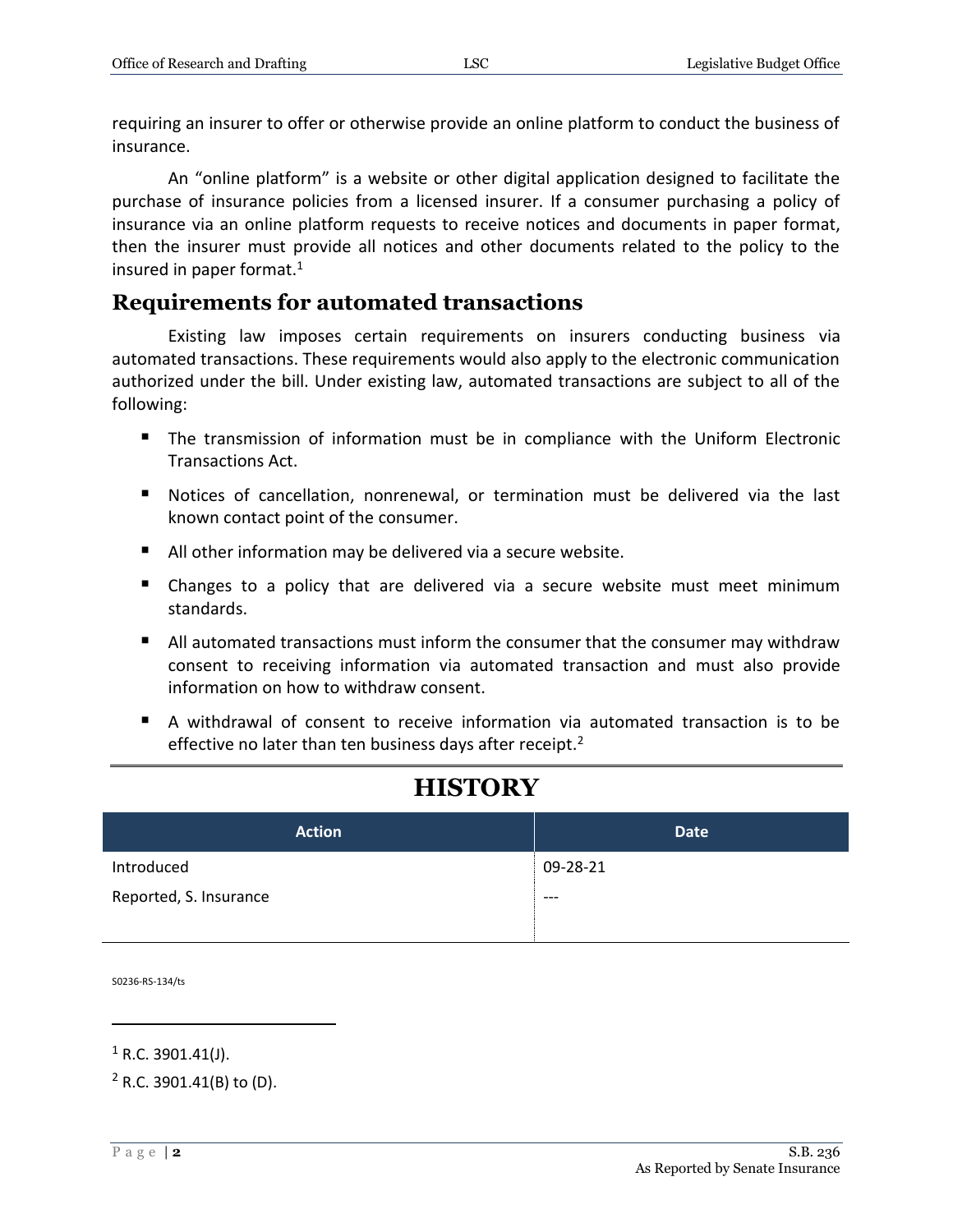requiring an insurer to offer or otherwise provide an online platform to conduct the business of insurance.

An "online platform" is a website or other digital application designed to facilitate the purchase of insurance policies from a licensed insurer. If a consumer purchasing a policy of insurance via an online platform requests to receive notices and documents in paper format, then the insurer must provide all notices and other documents related to the policy to the insured in paper format.[1]

## Requirements for automated transactions

Existing law imposes certain requirements on insurers conducting business via automated transactions. These requirements would also apply to the electronic communication authorized under the bill. Under existing law, automated transactions are subject to all of the following:

- The transmission of information must be in compliance with the Uniform Electronic Transactions Act.
- Notices of cancellation, nonrenewal, or termination must be delivered via the last known contact point of the consumer.
- All other information may be delivered via a secure website.
- Changes to a policy that are delivered via a secure website must meet minimum standards.
- All automated transactions must inform the consumer that the consumer may withdraw consent to receiving information via automated transaction and must also provide information on how to withdraw consent.
- A withdrawal of consent to receive information via automated transaction is to be effective no later than ten business days after receipt.[2]

# HISTORY

| Action | Date |
| --- | --- |
| Introduced | 09-28-21 |
| Reported, S. Insurance | --- |

S0236-RS-134/ts

[1] R.C. 3901.41(J).

[2] R.C. 3901.41(B) to (D).